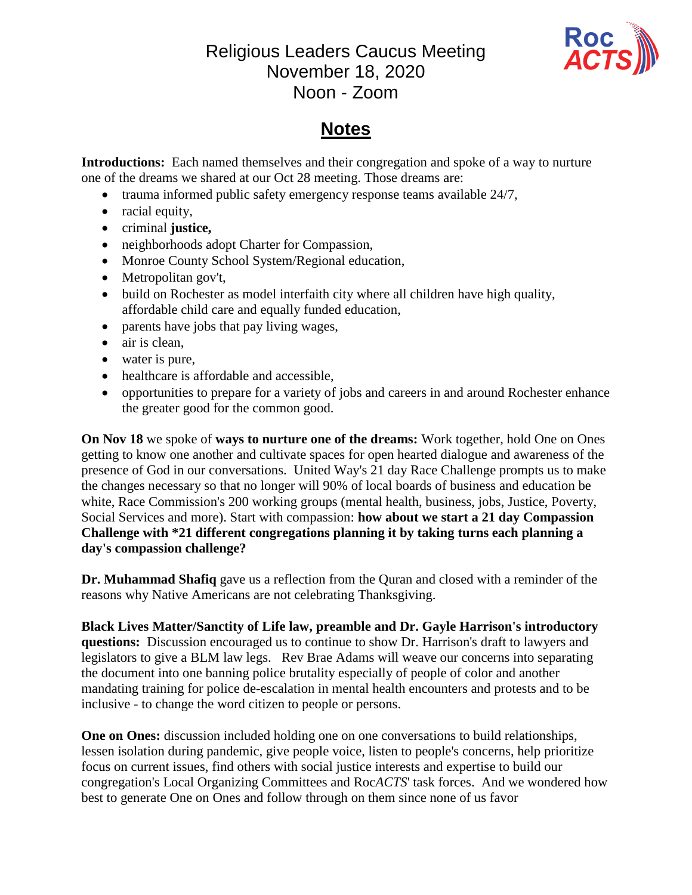# Religious Leaders Caucus Meeting
## November 18, 2020
## Noon - Zoom

RocACTS

## Notes

**Introductions:** Each named themselves and their congregation and spoke of a way to nurture one of the dreams we shared at our Oct 28 meeting. Those dreams are:

- trauma informed public safety emergency response teams available 24/7,
- racial equity,
- criminal **justice,**
- neighborhoods adopt Charter for Compassion,
- Monroe County School System/Regional education,
- Metropolitan gov't,
- build on Rochester as model interfaith city where all children have high quality, affordable child care and equally funded education,
- parents have jobs that pay living wages,
- air is clean,
- water is pure,
- healthcare is affordable and accessible,
- opportunities to prepare for a variety of jobs and careers in and around Rochester enhance the greater good for the common good.

**On Nov 18** we spoke of **ways to nurture one of the dreams:** Work together, hold One on Ones getting to know one another and cultivate spaces for open hearted dialogue and awareness of the presence of God in our conversations. United Way's 21 day Race Challenge prompts us to make the changes necessary so that no longer will 90% of local boards of business and education be white, Race Commission's 200 working groups (mental health, business, jobs, Justice, Poverty, Social Services and more). Start with compassion: **how about we start a 21 day Compassion Challenge with *21 different congregations planning it by taking turns each planning a day's compassion challenge?**

**Dr. Muhammad Shafiq** gave us a reflection from the Quran and closed with a reminder of the reasons why Native Americans are not celebrating Thanksgiving.

**Black Lives Matter/Sanctity of Life law, preamble and Dr. Gayle Harrison's introductory questions:** Discussion encouraged us to continue to show Dr. Harrison's draft to lawyers and legislators to give a BLM law legs. Rev Brae Adams will weave our concerns into separating the document into one banning police brutality especially of people of color and another mandating training for police de-escalation in mental health encounters and protests and to be inclusive - to change the word citizen to people or persons.

**One on Ones:** discussion included holding one on one conversations to build relationships, lessen isolation during pandemic, give people voice, listen to people's concerns, help prioritize focus on current issues, find others with social justice interests and expertise to build our congregation's Local Organizing Committees and Roc*ACTS*' task forces. And we wondered how best to generate One on Ones and follow through on them since none of us favor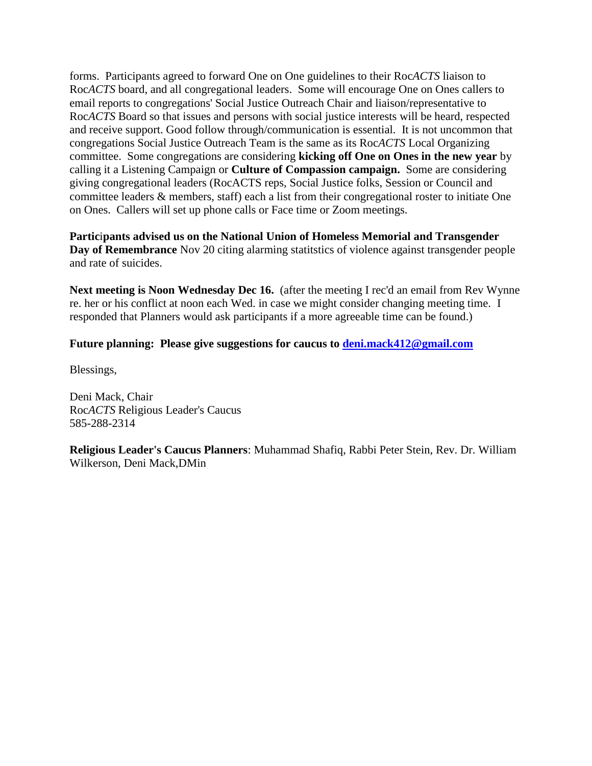forms. Participants agreed to forward One on One guidelines to their Roc*ACTS* liaison to Roc*ACTS* board, and all congregational leaders. Some will encourage One on Ones callers to email reports to congregations' Social Justice Outreach Chair and liaison/representative to Roc*ACTS* Board so that issues and persons with social justice interests will be heard, respected and receive support. Good follow through/communication is essential. It is not uncommon that congregations Social Justice Outreach Team is the same as its Roc*ACTS* Local Organizing committee. Some congregations are considering **kicking off One on Ones in the new year** by calling it a Listening Campaign or **Culture of Compassion campaign.** Some are considering giving congregational leaders (RocACTS reps, Social Justice folks, Session or Council and committee leaders & members, staff) each a list from their congregational roster to initiate One on Ones. Callers will set up phone calls or Face time or Zoom meetings.

**Participants advised us on the National Union of Homeless Memorial and Transgender Day of Remembrance** Nov 20 citing alarming statitstics of violence against transgender people and rate of suicides.

**Next meeting is Noon Wednesday Dec 16.** (after the meeting I rec'd an email from Rev Wynne re. her or his conflict at noon each Wed. in case we might consider changing meeting time. I responded that Planners would ask participants if a more agreeable time can be found.)

**Future planning: Please give suggestions for caucus to [deni.mack412@gmail.com](mailto:deni.mack412@gmail.com)**

Blessings,

Deni Mack, Chair
Roc*ACTS* Religious Leader's Caucus
585-288-2314

**Religious Leader's Caucus Planners**: Muhammad Shafiq, Rabbi Peter Stein, Rev. Dr. William Wilkerson, Deni Mack,DMin